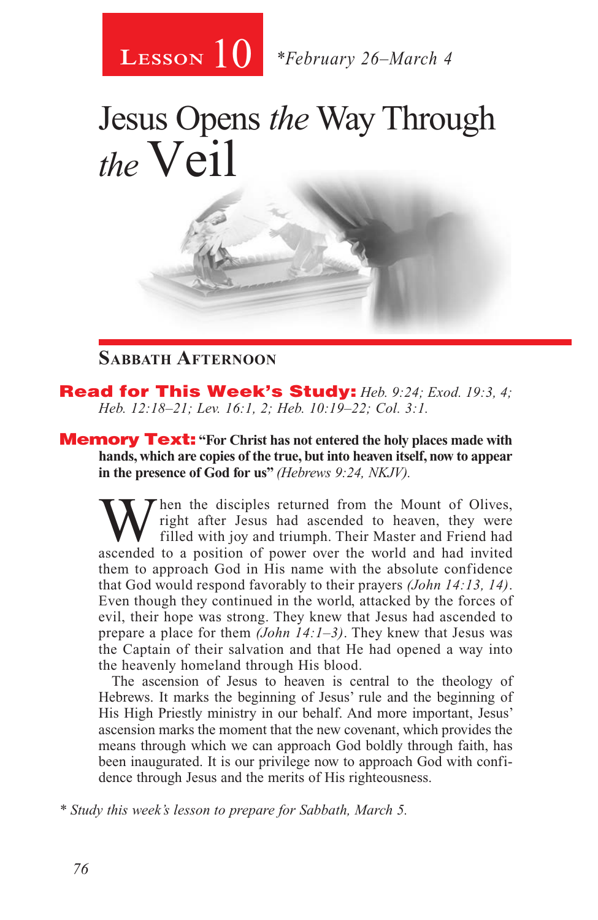**Lesson 10** *February 26–March 4

# Jesus Opens *the* Way Through *the* Veil

## Sabbath Afternoon

**Read for This Week's Study:** *Heb. 9:24; Exod. 19:3, 4; Heb. 12:18–21; Lev. 16:1, 2; Heb. 10:19–22; Col. 3:1.*

**Memory Text:** **"For Christ has not entered the holy places made with hands, which are copies of the true, but into heaven itself, now to appear in the presence of God for us"** *(Hebrews 9:24, NKJV).*

When the disciples returned from the Mount of Olives, right after Jesus had ascended to heaven, they were filled with joy and triumph. Their Master and Friend had ascended to a position of power over the world and had invited them to approach God in His name with the absolute confidence that God would respond favorably to their prayers *(John 14:13, 14)*. Even though they continued in the world, attacked by the forces of evil, their hope was strong. They knew that Jesus had ascended to prepare a place for them *(John 14:1–3)*. They knew that Jesus was the Captain of their salvation and that He had opened a way into the heavenly homeland through His blood.

The ascension of Jesus to heaven is central to the theology of Hebrews. It marks the beginning of Jesus' rule and the beginning of His High Priestly ministry in our behalf. And more important, Jesus' ascension marks the moment that the new covenant, which provides the means through which we can approach God boldly through faith, has been inaugurated. It is our privilege now to approach God with confidence through Jesus and the merits of His righteousness.

* *Study this week's lesson to prepare for Sabbath, March 5.*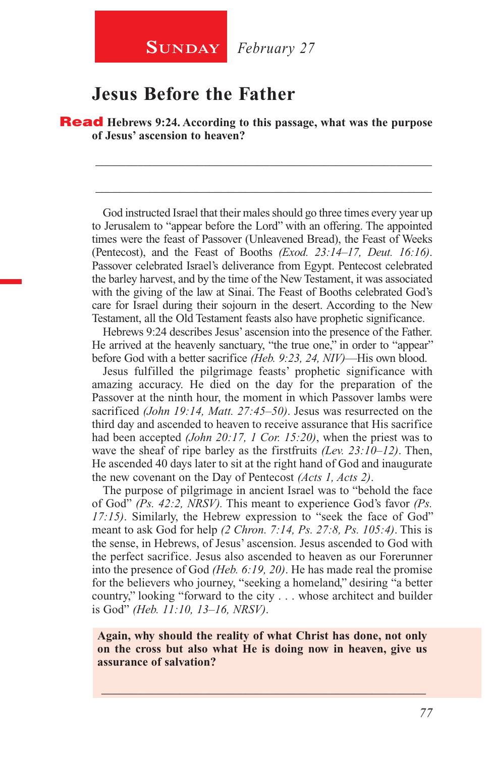**SUNDAY** *February 27*

# Jesus Before the Father

**Read Hebrews 9:24. According to this passage, what was the purpose of Jesus' ascension to heaven?**

_______________________________________________________________

_______________________________________________________________

God instructed Israel that their males should go three times every year up to Jerusalem to "appear before the Lord" with an offering. The appointed times were the feast of Passover (Unleavened Bread), the Feast of Weeks (Pentecost), and the Feast of Booths *(Exod. 23:14–17, Deut. 16:16)*. Passover celebrated Israel's deliverance from Egypt. Pentecost celebrated the barley harvest, and by the time of the New Testament, it was associated with the giving of the law at Sinai. The Feast of Booths celebrated God's care for Israel during their sojourn in the desert. According to the New Testament, all the Old Testament feasts also have prophetic significance.

Hebrews 9:24 describes Jesus' ascension into the presence of the Father. He arrived at the heavenly sanctuary, "the true one," in order to "appear" before God with a better sacrifice *(Heb. 9:23, 24, NIV)*—His own blood.

Jesus fulfilled the pilgrimage feasts' prophetic significance with amazing accuracy. He died on the day for the preparation of the Passover at the ninth hour, the moment in which Passover lambs were sacrificed *(John 19:14, Matt. 27:45–50)*. Jesus was resurrected on the third day and ascended to heaven to receive assurance that His sacrifice had been accepted *(John 20:17, 1 Cor. 15:20)*, when the priest was to wave the sheaf of ripe barley as the firstfruits *(Lev. 23:10–12)*. Then, He ascended 40 days later to sit at the right hand of God and inaugurate the new covenant on the Day of Pentecost *(Acts 1, Acts 2)*.

The purpose of pilgrimage in ancient Israel was to "behold the face of God" *(Ps. 42:2, NRSV)*. This meant to experience God's favor *(Ps. 17:15)*. Similarly, the Hebrew expression to "seek the face of God" meant to ask God for help *(2 Chron. 7:14, Ps. 27:8, Ps. 105:4)*. This is the sense, in Hebrews, of Jesus' ascension. Jesus ascended to God with the perfect sacrifice. Jesus also ascended to heaven as our Forerunner into the presence of God *(Heb. 6:19, 20)*. He has made real the promise for the believers who journey, "seeking a homeland," desiring "a better country," looking "forward to the city . . . whose architect and builder is God" *(Heb. 11:10, 13–16, NRSV)*.

**Again, why should the reality of what Christ has done, not only on the cross but also what He is doing now in heaven, give us assurance of salvation?**

_______________________________________________________________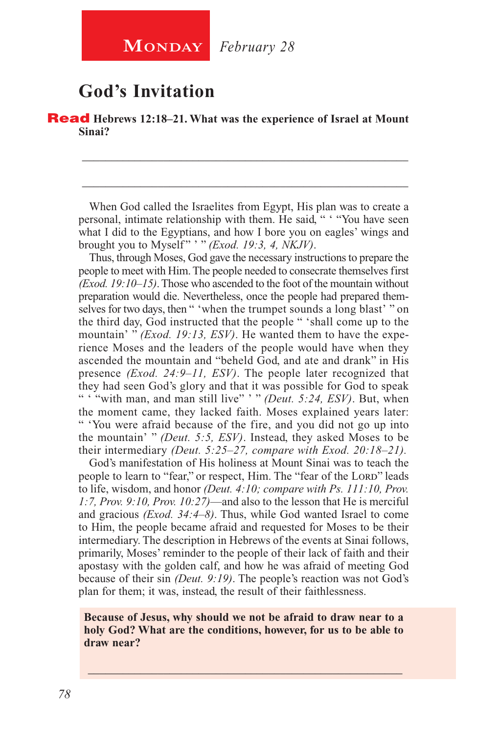**Monday** *February 28*

# God's Invitation

**Read Hebrews 12:18–21. What was the experience of Israel at Mount Sinai?**

_____________________________________________________________

_____________________________________________________________

When God called the Israelites from Egypt, His plan was to create a personal, intimate relationship with them. He said, " ' "You have seen what I did to the Egyptians, and how I bore you on eagles' wings and brought you to Myself" ' " *(Exod. 19:3, 4, NKJV)*.

Thus, through Moses, God gave the necessary instructions to prepare the people to meet with Him. The people needed to consecrate themselves first *(Exod. 19:10–15)*. Those who ascended to the foot of the mountain without preparation would die. Nevertheless, once the people had prepared themselves for two days, then " 'when the trumpet sounds a long blast' " on the third day, God instructed that the people " 'shall come up to the mountain' " *(Exod. 19:13, ESV)*. He wanted them to have the experience Moses and the leaders of the people would have when they ascended the mountain and "beheld God, and ate and drank" in His presence *(Exod. 24:9–11, ESV)*. The people later recognized that they had seen God's glory and that it was possible for God to speak " ' "with man, and man still live" ' " *(Deut. 5:24, ESV)*. But, when the moment came, they lacked faith. Moses explained years later: " 'You were afraid because of the fire, and you did not go up into the mountain' " *(Deut. 5:5, ESV)*. Instead, they asked Moses to be their intermediary *(Deut. 5:25–27, compare with Exod. 20:18–21)*.

God's manifestation of His holiness at Mount Sinai was to teach the people to learn to "fear," or respect, Him. The "fear of the Lord" leads to life, wisdom, and honor *(Deut. 4:10; compare with Ps. 111:10, Prov. 1:7, Prov. 9:10, Prov. 10:27)*—and also to the lesson that He is merciful and gracious *(Exod. 34:4–8)*. Thus, while God wanted Israel to come to Him, the people became afraid and requested for Moses to be their intermediary. The description in Hebrews of the events at Sinai follows, primarily, Moses' reminder to the people of their lack of faith and their apostasy with the golden calf, and how he was afraid of meeting God because of their sin *(Deut. 9:19)*. The people's reaction was not God's plan for them; it was, instead, the result of their faithlessness.

**Because of Jesus, why should we not be afraid to draw near to a holy God? What are the conditions, however, for us to be able to draw near?**

_____________________________________________________________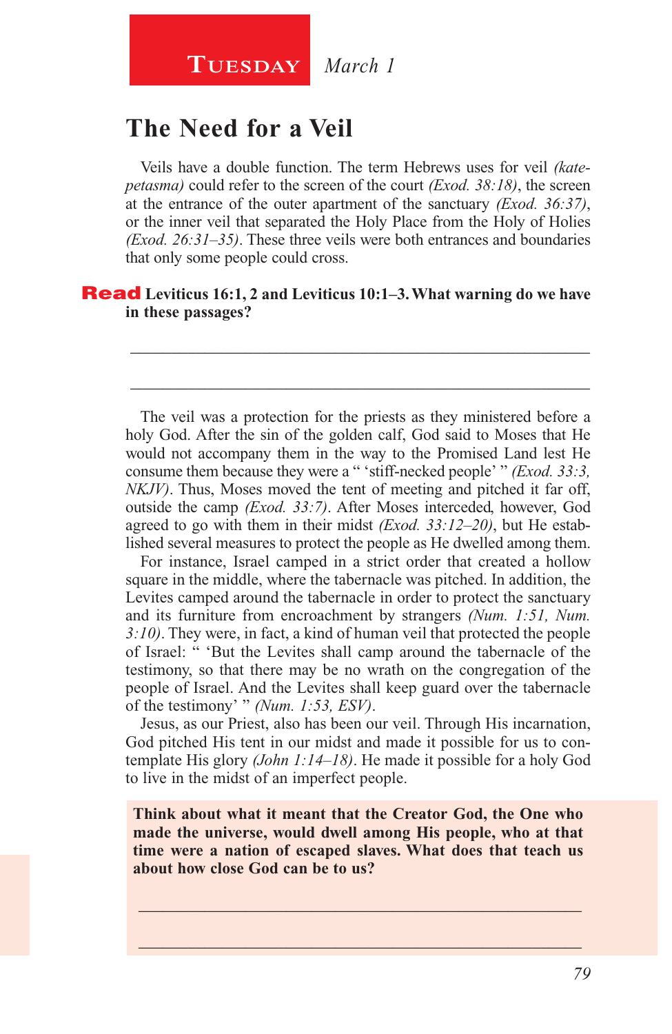**Tuesday** *March 1*

## The Need for a Veil

Veils have a double function. The term Hebrews uses for veil *(katepetasma)* could refer to the screen of the court *(Exod. 38:18)*, the screen at the entrance of the outer apartment of the sanctuary *(Exod. 36:37)*, or the inner veil that separated the Holy Place from the Holy of Holies *(Exod. 26:31–35)*. These three veils were both entrances and boundaries that only some people could cross.

**Read Leviticus 16:1, 2 and Leviticus 10:1–3. What warning do we have in these passages?**

_______________________________________________________________

_______________________________________________________________

The veil was a protection for the priests as they ministered before a holy God. After the sin of the golden calf, God said to Moses that He would not accompany them in the way to the Promised Land lest He consume them because they were a " 'stiff-necked people' " *(Exod. 33:3, NKJV)*. Thus, Moses moved the tent of meeting and pitched it far off, outside the camp *(Exod. 33:7)*. After Moses interceded, however, God agreed to go with them in their midst *(Exod. 33:12–20)*, but He established several measures to protect the people as He dwelled among them.

For instance, Israel camped in a strict order that created a hollow square in the middle, where the tabernacle was pitched. In addition, the Levites camped around the tabernacle in order to protect the sanctuary and its furniture from encroachment by strangers *(Num. 1:51, Num. 3:10)*. They were, in fact, a kind of human veil that protected the people of Israel: " 'But the Levites shall camp around the tabernacle of the testimony, so that there may be no wrath on the congregation of the people of Israel. And the Levites shall keep guard over the tabernacle of the testimony' " *(Num. 1:53, ESV)*.

Jesus, as our Priest, also has been our veil. Through His incarnation, God pitched His tent in our midst and made it possible for us to contemplate His glory *(John 1:14–18)*. He made it possible for a holy God to live in the midst of an imperfect people.

**Think about what it meant that the Creator God, the One who made the universe, would dwell among His people, who at that time were a nation of escaped slaves. What does that teach us about how close God can be to us?**

_______________________________________________________________

_______________________________________________________________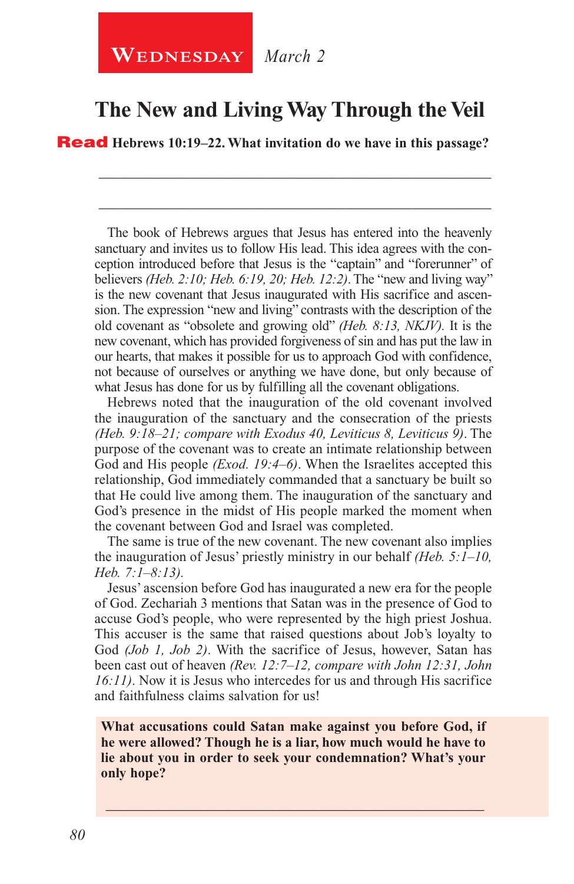**Wednesday** *March 2*

# The New and Living Way Through the Veil

**Read Hebrews 10:19–22. What invitation do we have in this passage?**

_______________________________________________________________

_______________________________________________________________

The book of Hebrews argues that Jesus has entered into the heavenly sanctuary and invites us to follow His lead. This idea agrees with the conception introduced before that Jesus is the "captain" and "forerunner" of believers *(Heb. 2:10; Heb. 6:19, 20; Heb. 12:2)*. The "new and living way" is the new covenant that Jesus inaugurated with His sacrifice and ascension. The expression "new and living" contrasts with the description of the old covenant as "obsolete and growing old" *(Heb. 8:13, NKJV).* It is the new covenant, which has provided forgiveness of sin and has put the law in our hearts, that makes it possible for us to approach God with confidence, not because of ourselves or anything we have done, but only because of what Jesus has done for us by fulfilling all the covenant obligations.

Hebrews noted that the inauguration of the old covenant involved the inauguration of the sanctuary and the consecration of the priests *(Heb. 9:18–21; compare with Exodus 40, Leviticus 8, Leviticus 9)*. The purpose of the covenant was to create an intimate relationship between God and His people *(Exod. 19:4–6)*. When the Israelites accepted this relationship, God immediately commanded that a sanctuary be built so that He could live among them. The inauguration of the sanctuary and God's presence in the midst of His people marked the moment when the covenant between God and Israel was completed.

The same is true of the new covenant. The new covenant also implies the inauguration of Jesus' priestly ministry in our behalf *(Heb. 5:1–10, Heb. 7:1–8:13)*.

Jesus' ascension before God has inaugurated a new era for the people of God. Zechariah 3 mentions that Satan was in the presence of God to accuse God's people, who were represented by the high priest Joshua. This accuser is the same that raised questions about Job's loyalty to God *(Job 1, Job 2)*. With the sacrifice of Jesus, however, Satan has been cast out of heaven *(Rev. 12:7–12, compare with John 12:31, John 16:11)*. Now it is Jesus who intercedes for us and through His sacrifice and faithfulness claims salvation for us!

**What accusations could Satan make against you before God, if he were allowed? Though he is a liar, how much would he have to lie about you in order to seek your condemnation? What's your only hope?**

_______________________________________________________________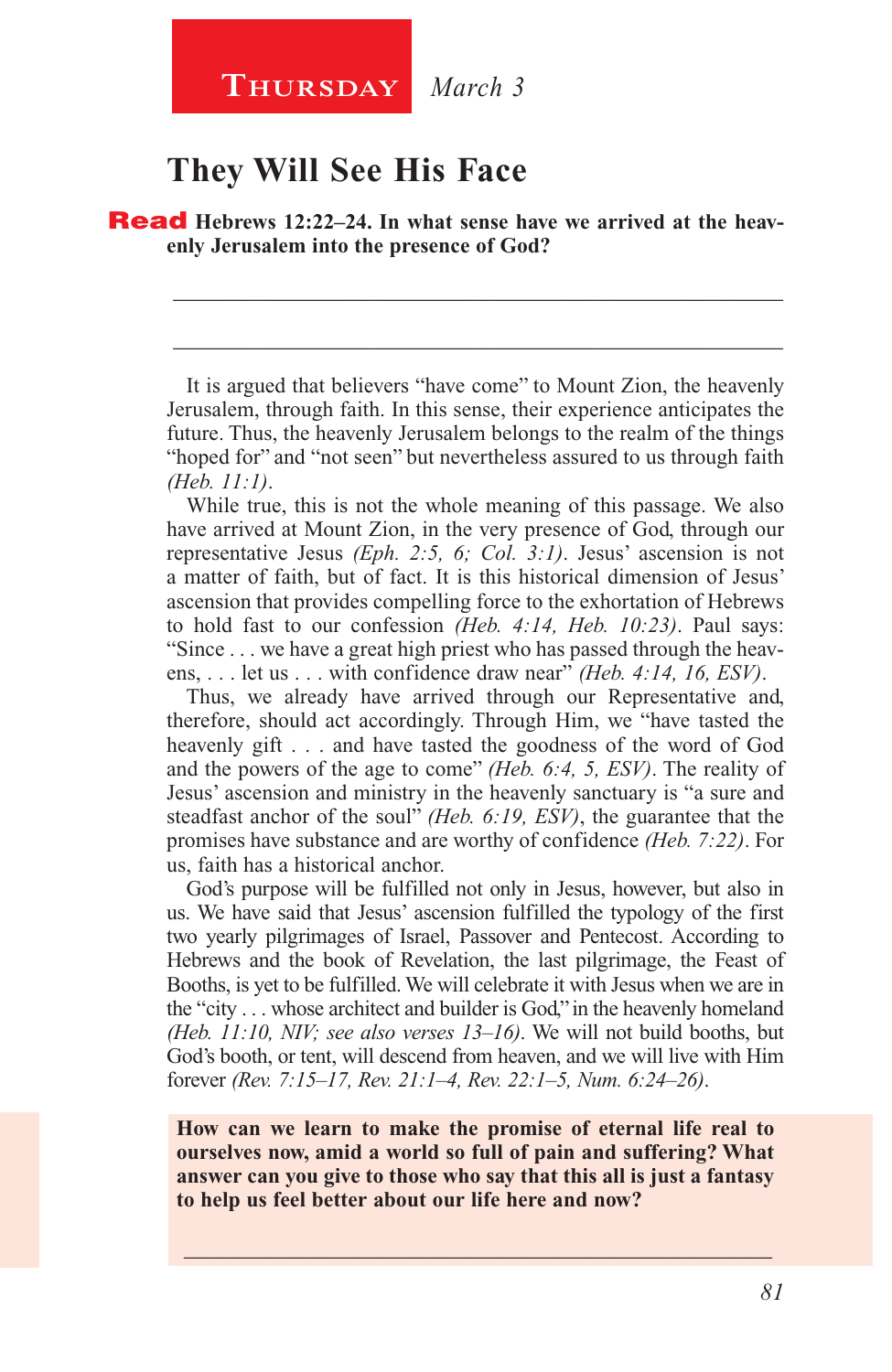**Thursday** *March 3*

## They Will See His Face

**Read Hebrews 12:22–24. In what sense have we arrived at the heavenly Jerusalem into the presence of God?**

_______________________________________________________________

_______________________________________________________________

It is argued that believers "have come" to Mount Zion, the heavenly Jerusalem, through faith. In this sense, their experience anticipates the future. Thus, the heavenly Jerusalem belongs to the realm of the things "hoped for" and "not seen" but nevertheless assured to us through faith *(Heb. 11:1)*.

While true, this is not the whole meaning of this passage. We also have arrived at Mount Zion, in the very presence of God, through our representative Jesus *(Eph. 2:5, 6; Col. 3:1)*. Jesus' ascension is not a matter of faith, but of fact. It is this historical dimension of Jesus' ascension that provides compelling force to the exhortation of Hebrews to hold fast to our confession *(Heb. 4:14, Heb. 10:23)*. Paul says: "Since . . . we have a great high priest who has passed through the heavens, . . . let us . . . with confidence draw near" *(Heb. 4:14, 16, ESV)*.

Thus, we already have arrived through our Representative and, therefore, should act accordingly. Through Him, we "have tasted the heavenly gift . . . and have tasted the goodness of the word of God and the powers of the age to come" *(Heb. 6:4, 5, ESV)*. The reality of Jesus' ascension and ministry in the heavenly sanctuary is "a sure and steadfast anchor of the soul" *(Heb. 6:19, ESV)*, the guarantee that the promises have substance and are worthy of confidence *(Heb. 7:22)*. For us, faith has a historical anchor.

God's purpose will be fulfilled not only in Jesus, however, but also in us. We have said that Jesus' ascension fulfilled the typology of the first two yearly pilgrimages of Israel, Passover and Pentecost. According to Hebrews and the book of Revelation, the last pilgrimage, the Feast of Booths, is yet to be fulfilled. We will celebrate it with Jesus when we are in the "city . . . whose architect and builder is God," in the heavenly homeland *(Heb. 11:10, NIV; see also verses 13–16)*. We will not build booths, but God's booth, or tent, will descend from heaven, and we will live with Him forever *(Rev. 7:15–17, Rev. 21:1–4, Rev. 22:1–5, Num. 6:24–26)*.

**How can we learn to make the promise of eternal life real to ourselves now, amid a world so full of pain and suffering? What answer can you give to those who say that this all is just a fantasy to help us feel better about our life here and now?**

_______________________________________________________________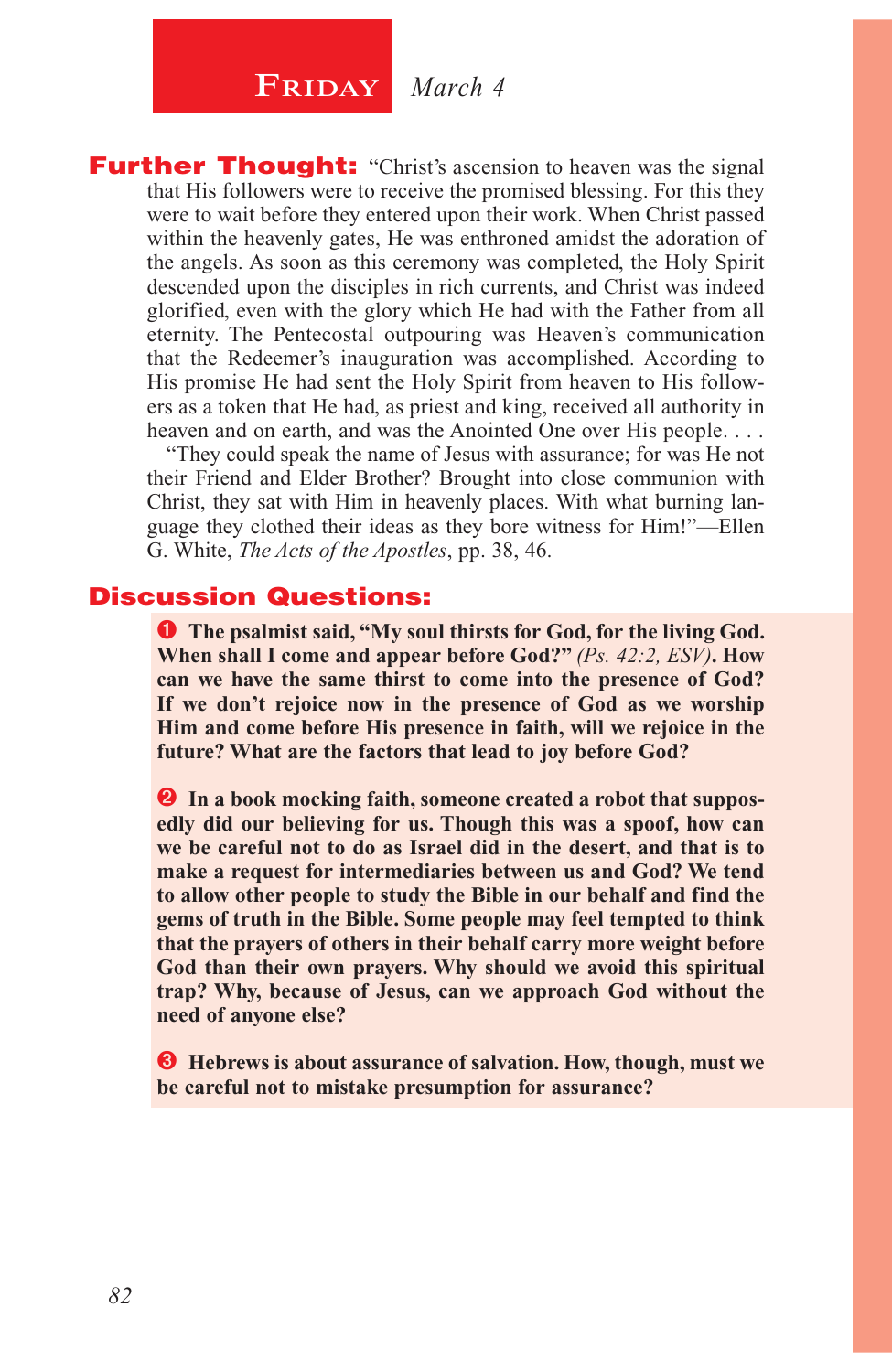## Friday *March 4*

**Further Thought:** “Christ’s ascension to heaven was the signal that His followers were to receive the promised blessing. For this they were to wait before they entered upon their work. When Christ passed within the heavenly gates, He was enthroned amidst the adoration of the angels. As soon as this ceremony was completed, the Holy Spirit descended upon the disciples in rich currents, and Christ was indeed glorified, even with the glory which He had with the Father from all eternity. The Pentecostal outpouring was Heaven’s communication that the Redeemer’s inauguration was accomplished. According to His promise He had sent the Holy Spirit from heaven to His followers as a token that He had, as priest and king, received all authority in heaven and on earth, and was the Anointed One over His people. . . .

“They could speak the name of Jesus with assurance; for was He not their Friend and Elder Brother? Brought into close communion with Christ, they sat with Him in heavenly places. With what burning language they clothed their ideas as they bore witness for Him!”—Ellen G. White, *The Acts of the Apostles*, pp. 38, 46.

**Discussion Questions:**

1. **The psalmist said, “My soul thirsts for God, for the living God. When shall I come and appear before God?”** *(Ps. 42:2, ESV)*. **How can we have the same thirst to come into the presence of God? If we don’t rejoice now in the presence of God as we worship Him and come before His presence in faith, will we rejoice in the future? What are the factors that lead to joy before God?**

2. **In a book mocking faith, someone created a robot that supposedly did our believing for us. Though this was a spoof, how can we be careful not to do as Israel did in the desert, and that is to make a request for intermediaries between us and God? We tend to allow other people to study the Bible in our behalf and find the gems of truth in the Bible. Some people may feel tempted to think that the prayers of others in their behalf carry more weight before God than their own prayers. Why should we avoid this spiritual trap? Why, because of Jesus, can we approach God without the need of anyone else?**

3. **Hebrews is about assurance of salvation. How, though, must we be careful not to mistake presumption for assurance?**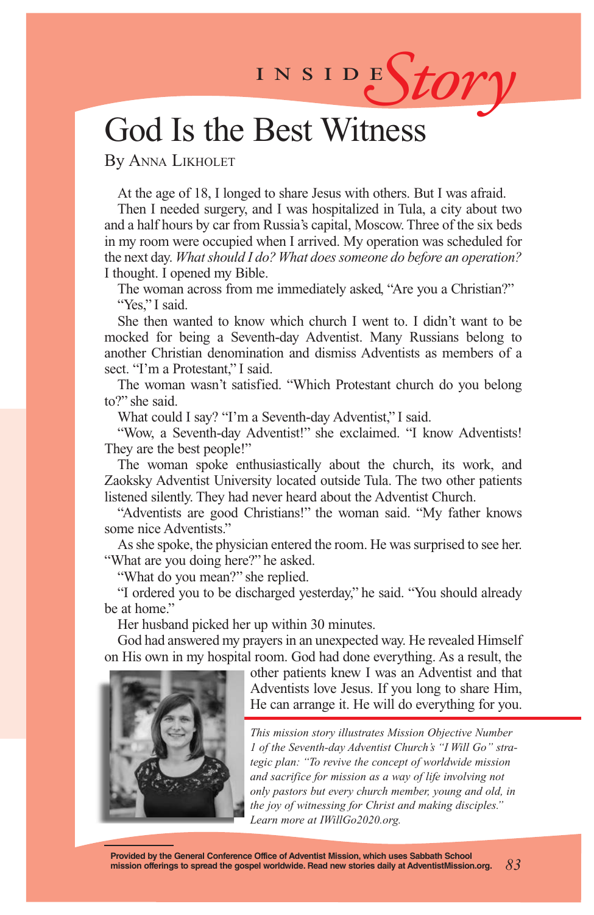INSIDE *Story*

# God Is the Best Witness

By Anna Likholet

At the age of 18, I longed to share Jesus with others. But I was afraid.

Then I needed surgery, and I was hospitalized in Tula, a city about two and a half hours by car from Russia's capital, Moscow. Three of the six beds in my room were occupied when I arrived. My operation was scheduled for the next day. *What should I do? What does someone do before an operation?* I thought. I opened my Bible.

The woman across from me immediately asked, "Are you a Christian?"

"Yes," I said.

She then wanted to know which church I went to. I didn't want to be mocked for being a Seventh-day Adventist. Many Russians belong to another Christian denomination and dismiss Adventists as members of a sect. "I'm a Protestant," I said.

The woman wasn't satisfied. "Which Protestant church do you belong to?" she said.

What could I say? "I'm a Seventh-day Adventist," I said.

"Wow, a Seventh-day Adventist!" she exclaimed. "I know Adventists! They are the best people!"

The woman spoke enthusiastically about the church, its work, and Zaoksky Adventist University located outside Tula. The two other patients listened silently. They had never heard about the Adventist Church.

"Adventists are good Christians!" the woman said. "My father knows some nice Adventists."

As she spoke, the physician entered the room. He was surprised to see her. "What are you doing here?" he asked.

"What do you mean?" she replied.

"I ordered you to be discharged yesterday," he said. "You should already be at home."

Her husband picked her up within 30 minutes.

God had answered my prayers in an unexpected way. He revealed Himself on His own in my hospital room. God had done everything. As a result, the other patients knew I was an Adventist and that Adventists love Jesus. If you long to share Him, He can arrange it. He will do everything for you.

*This mission story illustrates Mission Objective Number 1 of the Seventh-day Adventist Church's "I Will Go" strategic plan: "To revive the concept of worldwide mission and sacrifice for mission as a way of life involving not only pastors but every church member, young and old, in the joy of witnessing for Christ and making disciples." Learn more at IWillGo2020.org.*

**Provided by the General Conference Office of Adventist Mission, which uses Sabbath School mission offerings to spread the gospel worldwide. Read new stories daily at AdventistMission.org.**